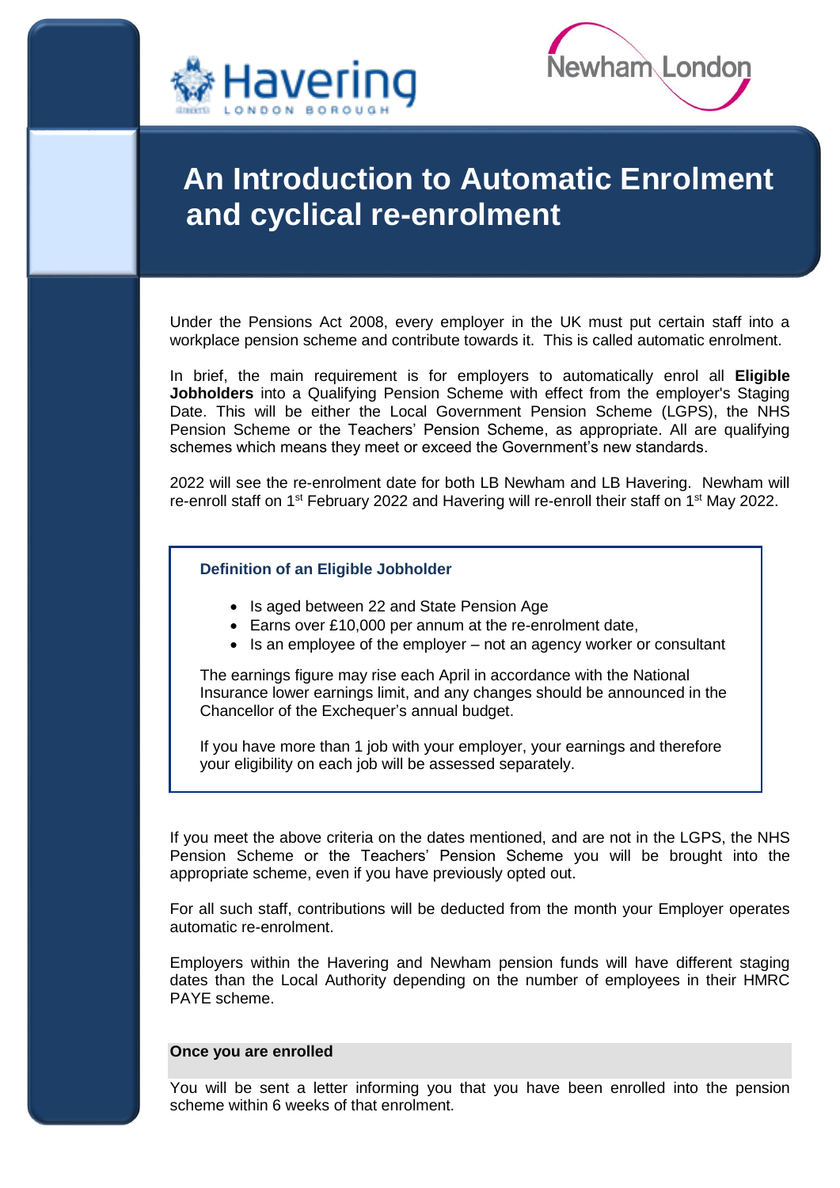# An Introduction to Automatic Enrolment and cyclical re-enrolment

Under the Pensions Act 2008, every employer in the UK must put certain staff into a workplace pension scheme and contribute towards it. This is called automatic enrolment.

In brief, the main requirement is for employers to automatically enrol all **Eligible Jobholders** into a Qualifying Pension Scheme with effect from the employer's Staging Date. This will be either the Local Government Pension Scheme (LGPS), the NHS Pension Scheme or the Teachers' Pension Scheme, as appropriate. All are qualifying schemes which means they meet or exceed the Government's new standards.

2022 will see the re-enrolment date for both LB Newham and LB Havering. Newham will re-enroll staff on 1st February 2022 and Havering will re-enroll their staff on 1st May 2022.

### Definition of an Eligible Jobholder

- Is aged between 22 and State Pension Age
- Earns over £10,000 per annum at the re-enrolment date,
- Is an employee of the employer – not an agency worker or consultant

The earnings figure may rise each April in accordance with the National Insurance lower earnings limit, and any changes should be announced in the Chancellor of the Exchequer's annual budget.

If you have more than 1 job with your employer, your earnings and therefore your eligibility on each job will be assessed separately.

If you meet the above criteria on the dates mentioned, and are not in the LGPS, the NHS Pension Scheme or the Teachers' Pension Scheme you will be brought into the appropriate scheme, even if you have previously opted out.

For all such staff, contributions will be deducted from the month your Employer operates automatic re-enrolment.

Employers within the Havering and Newham pension funds will have different staging dates than the Local Authority depending on the number of employees in their HMRC PAYE scheme.

### Once you are enrolled

You will be sent a letter informing you that you have been enrolled into the pension scheme within 6 weeks of that enrolment.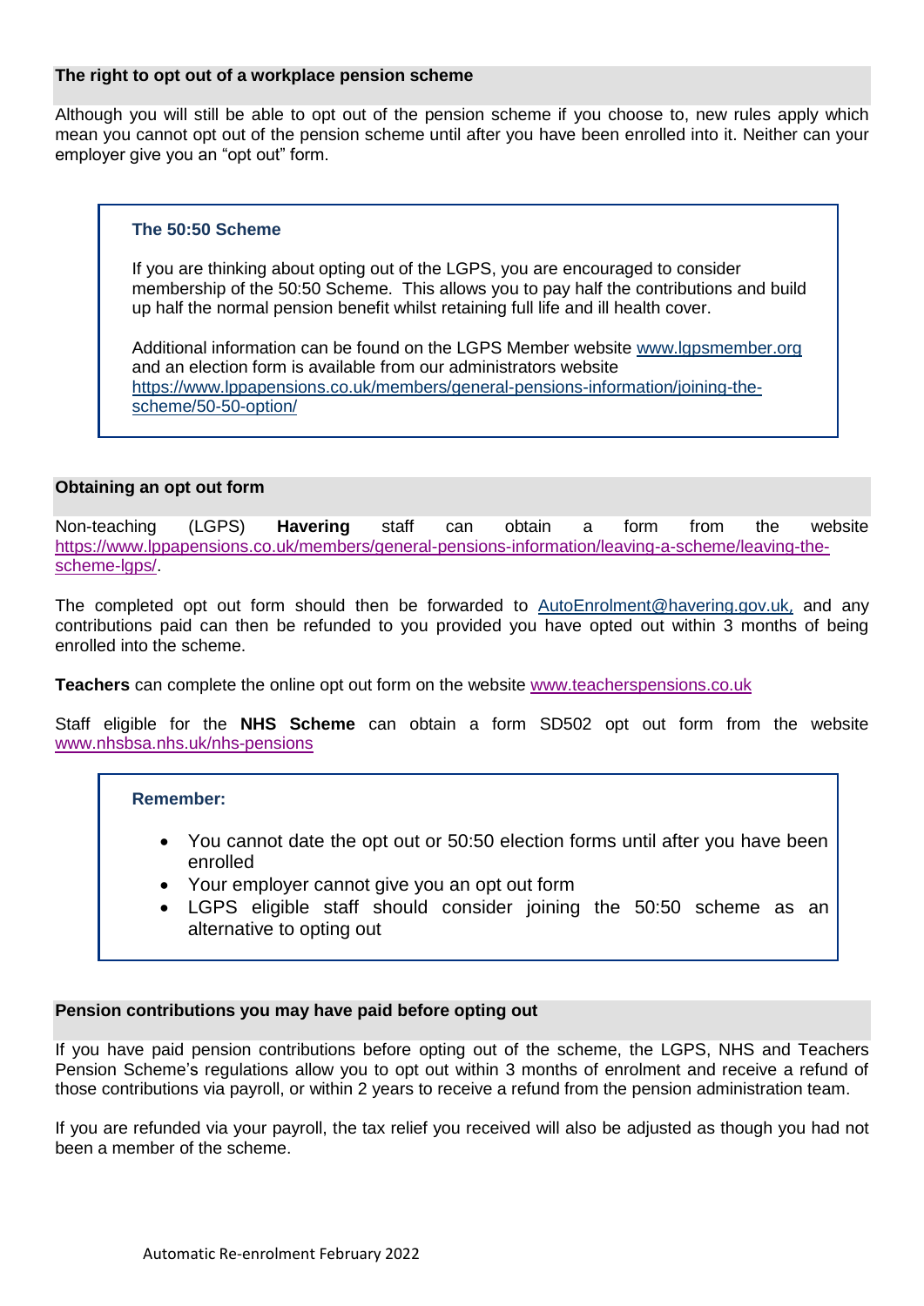## The right to opt out of a workplace pension scheme

Although you will still be able to opt out of the pension scheme if you choose to, new rules apply which mean you cannot opt out of the pension scheme until after you have been enrolled into it. Neither can your employer give you an "opt out" form.

> ### The 50:50 Scheme
>
> If you are thinking about opting out of the LGPS, you are encouraged to consider membership of the 50:50 Scheme. This allows you to pay half the contributions and build up half the normal pension benefit whilst retaining full life and ill health cover.
>
> Additional information can be found on the LGPS Member website www.lgpsmember.org and an election form is available from our administrators website https://www.lppapensions.co.uk/members/general-pensions-information/joining-the-scheme/50-50-option/

## Obtaining an opt out form

Non-teaching (LGPS) **Havering** staff can obtain a form from the website https://www.lppapensions.co.uk/members/general-pensions-information/leaving-a-scheme/leaving-the-scheme-lgps/.

The completed opt out form should then be forwarded to AutoEnrolment@havering.gov.uk, and any contributions paid can then be refunded to you provided you have opted out within 3 months of being enrolled into the scheme.

**Teachers** can complete the online opt out form on the website www.teacherspensions.co.uk

Staff eligible for the **NHS Scheme** can obtain a form SD502 opt out form from the website www.nhsbsa.nhs.uk/nhs-pensions

> **Remember:**
>
> - You cannot date the opt out or 50:50 election forms until after you have been enrolled
> - Your employer cannot give you an opt out form
> - LGPS eligible staff should consider joining the 50:50 scheme as an alternative to opting out

## Pension contributions you may have paid before opting out

If you have paid pension contributions before opting out of the scheme, the LGPS, NHS and Teachers Pension Scheme's regulations allow you to opt out within 3 months of enrolment and receive a refund of those contributions via payroll, or within 2 years to receive a refund from the pension administration team.

If you are refunded via your payroll, the tax relief you received will also be adjusted as though you had not been a member of the scheme.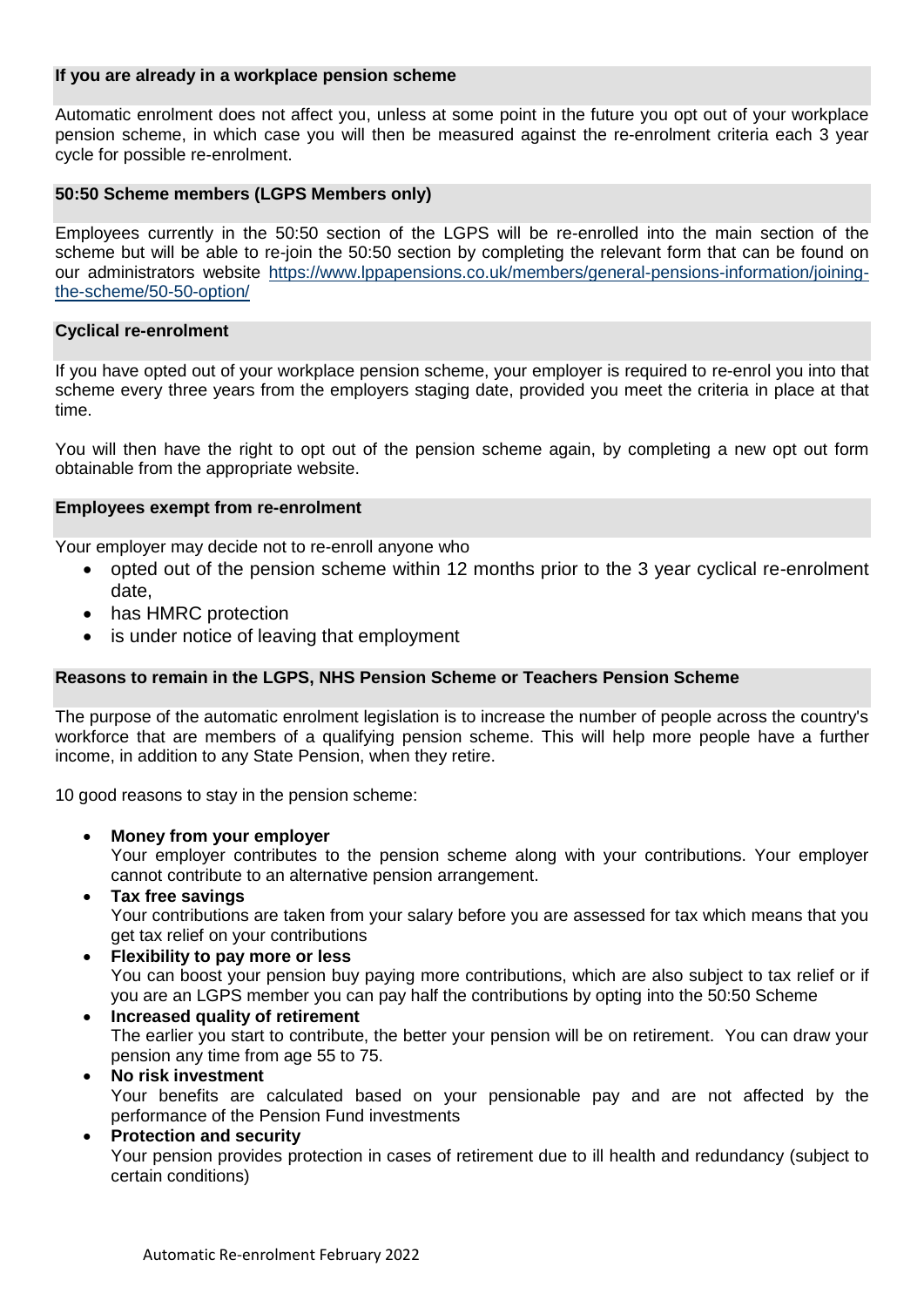### If you are already in a workplace pension scheme

Automatic enrolment does not affect you, unless at some point in the future you opt out of your workplace pension scheme, in which case you will then be measured against the re-enrolment criteria each 3 year cycle for possible re-enrolment.

### 50:50 Scheme members (LGPS Members only)

Employees currently in the 50:50 section of the LGPS will be re-enrolled into the main section of the scheme but will be able to re-join the 50:50 section by completing the relevant form that can be found on our administrators website https://www.lppapensions.co.uk/members/general-pensions-information/joining-the-scheme/50-50-option/

### Cyclical re-enrolment

If you have opted out of your workplace pension scheme, your employer is required to re-enrol you into that scheme every three years from the employers staging date, provided you meet the criteria in place at that time.

You will then have the right to opt out of the pension scheme again, by completing a new opt out form obtainable from the appropriate website.

### Employees exempt from re-enrolment

Your employer may decide not to re-enroll anyone who

- opted out of the pension scheme within 12 months prior to the 3 year cyclical re-enrolment date,
- has HMRC protection
- is under notice of leaving that employment

### Reasons to remain in the LGPS, NHS Pension Scheme or Teachers Pension Scheme

The purpose of the automatic enrolment legislation is to increase the number of people across the country's workforce that are members of a qualifying pension scheme. This will help more people have a further income, in addition to any State Pension, when they retire.

10 good reasons to stay in the pension scheme:

- **Money from your employer**
  Your employer contributes to the pension scheme along with your contributions. Your employer cannot contribute to an alternative pension arrangement.
- **Tax free savings**
  Your contributions are taken from your salary before you are assessed for tax which means that you get tax relief on your contributions
- **Flexibility to pay more or less**
  You can boost your pension buy paying more contributions, which are also subject to tax relief or if you are an LGPS member you can pay half the contributions by opting into the 50:50 Scheme
- **Increased quality of retirement**
  The earlier you start to contribute, the better your pension will be on retirement. You can draw your pension any time from age 55 to 75.
- **No risk investment**
  Your benefits are calculated based on your pensionable pay and are not affected by the performance of the Pension Fund investments
- **Protection and security**
  Your pension provides protection in cases of retirement due to ill health and redundancy (subject to certain conditions)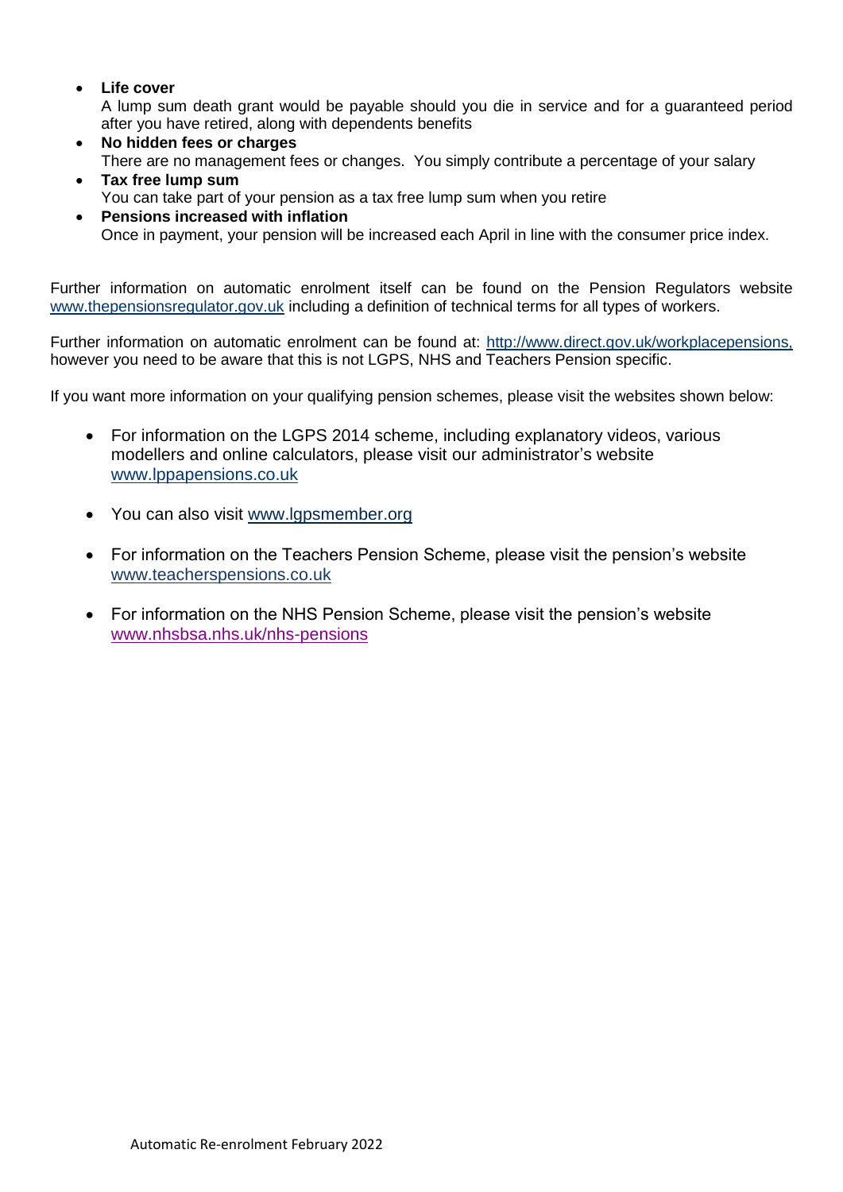- **Life cover**
  A lump sum death grant would be payable should you die in service and for a guaranteed period after you have retired, along with dependents benefits
- **No hidden fees or charges**
  There are no management fees or changes. You simply contribute a percentage of your salary
- **Tax free lump sum**
  You can take part of your pension as a tax free lump sum when you retire
- **Pensions increased with inflation**
  Once in payment, your pension will be increased each April in line with the consumer price index.

Further information on automatic enrolment itself can be found on the Pension Regulators website www.thepensionsregulator.gov.uk including a definition of technical terms for all types of workers.

Further information on automatic enrolment can be found at: http://www.direct.gov.uk/workplacepensions, however you need to be aware that this is not LGPS, NHS and Teachers Pension specific.

If you want more information on your qualifying pension schemes, please visit the websites shown below:

- For information on the LGPS 2014 scheme, including explanatory videos, various modellers and online calculators, please visit our administrator's website www.lppapensions.co.uk
- You can also visit www.lgpsmember.org
- For information on the Teachers Pension Scheme, please visit the pension's website www.teacherspensions.co.uk
- For information on the NHS Pension Scheme, please visit the pension's website www.nhsbsa.nhs.uk/nhs-pensions